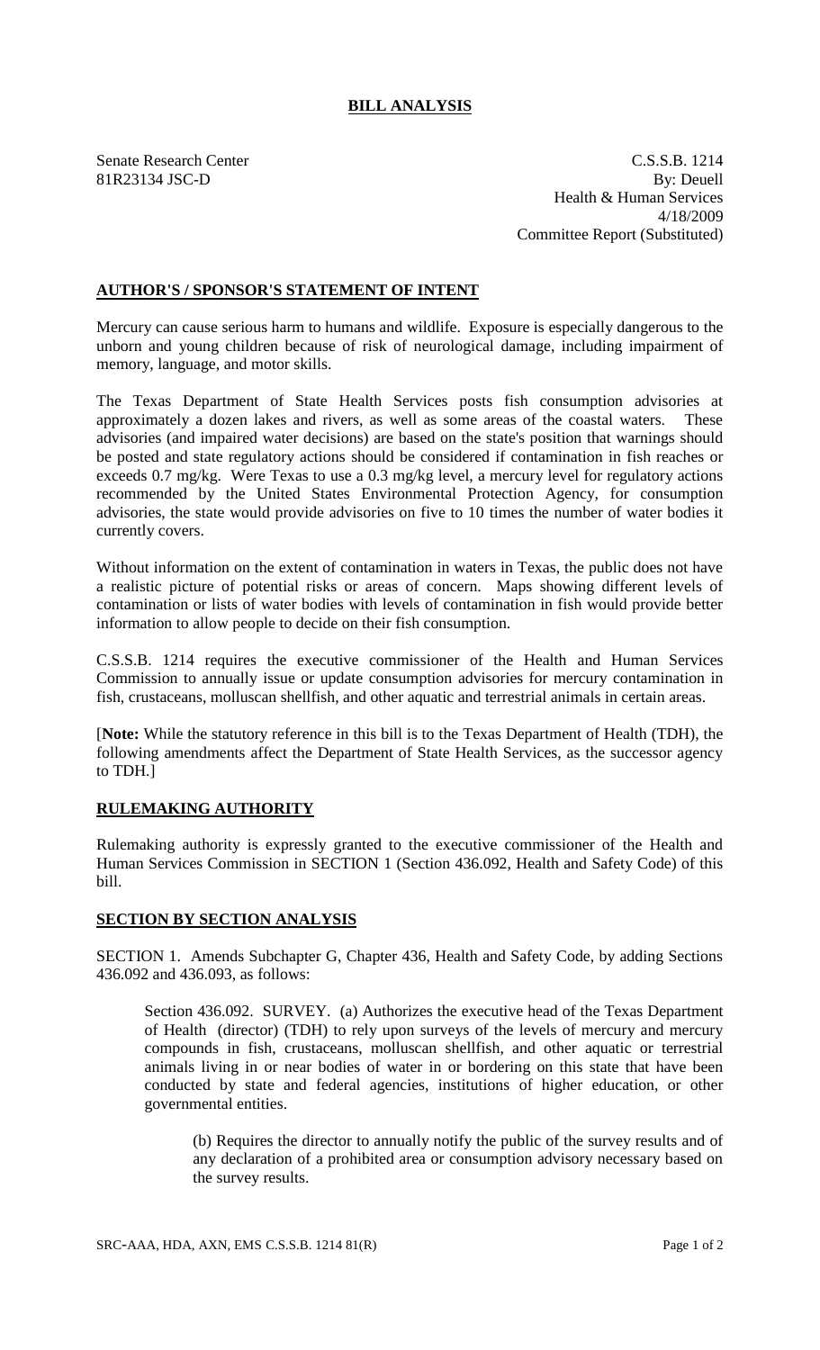# BILL ANALYSIS

Senate Research Center
81R23134 JSC-D

C.S.S.B. 1214
By: Deuell
Health & Human Services
4/18/2009
Committee Report (Substituted)

## AUTHOR'S / SPONSOR'S STATEMENT OF INTENT

Mercury can cause serious harm to humans and wildlife. Exposure is especially dangerous to the unborn and young children because of risk of neurological damage, including impairment of memory, language, and motor skills.

The Texas Department of State Health Services posts fish consumption advisories at approximately a dozen lakes and rivers, as well as some areas of the coastal waters. These advisories (and impaired water decisions) are based on the state's position that warnings should be posted and state regulatory actions should be considered if contamination in fish reaches or exceeds 0.7 mg/kg. Were Texas to use a 0.3 mg/kg level, a mercury level for regulatory actions recommended by the United States Environmental Protection Agency, for consumption advisories, the state would provide advisories on five to 10 times the number of water bodies it currently covers.

Without information on the extent of contamination in waters in Texas, the public does not have a realistic picture of potential risks or areas of concern. Maps showing different levels of contamination or lists of water bodies with levels of contamination in fish would provide better information to allow people to decide on their fish consumption.

C.S.S.B. 1214 requires the executive commissioner of the Health and Human Services Commission to annually issue or update consumption advisories for mercury contamination in fish, crustaceans, molluscan shellfish, and other aquatic and terrestrial animals in certain areas.

[**Note:** While the statutory reference in this bill is to the Texas Department of Health (TDH), the following amendments affect the Department of State Health Services, as the successor agency to TDH.]

## RULEMAKING AUTHORITY

Rulemaking authority is expressly granted to the executive commissioner of the Health and Human Services Commission in SECTION 1 (Section 436.092, Health and Safety Code) of this bill.

## SECTION BY SECTION ANALYSIS

SECTION 1. Amends Subchapter G, Chapter 436, Health and Safety Code, by adding Sections 436.092 and 436.093, as follows:

Sec. 436.092. SURVEY. (a) Authorizes the executive head of the Texas Department of Health (director) (TDH) to rely upon surveys of the levels of mercury and mercury compounds in fish, crustaceans, molluscan shellfish, and other aquatic or terrestrial animals living in or near bodies of water in or bordering on this state that have been conducted by state and federal agencies, institutions of higher education, or other governmental entities.

(b) Requires the director to annually notify the public of the survey results and of any declaration of a prohibited area or consumption advisory necessary based on the survey results.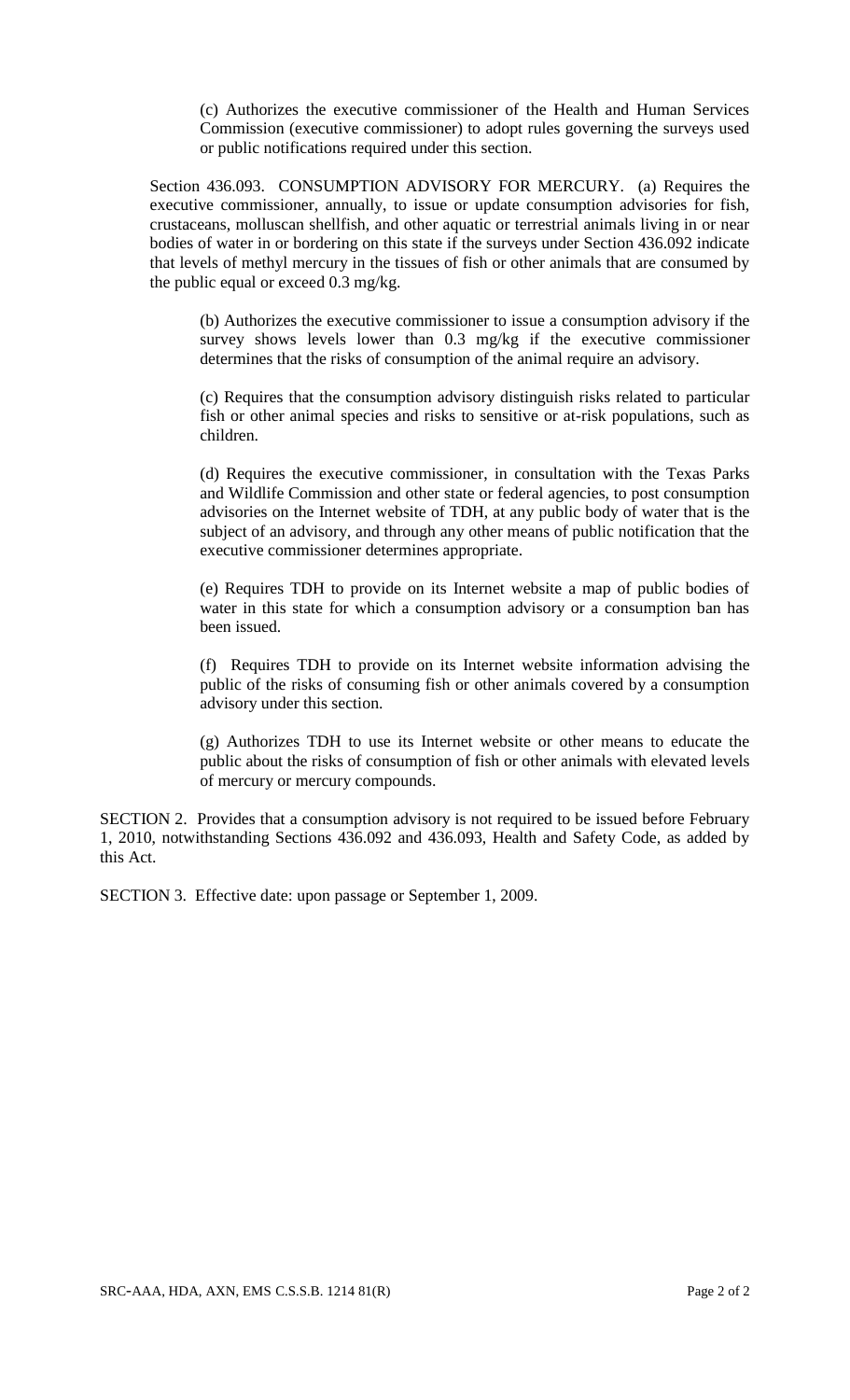(c) Authorizes the executive commissioner of the Health and Human Services Commission (executive commissioner) to adopt rules governing the surveys used or public notifications required under this section.

Section 436.093. CONSUMPTION ADVISORY FOR MERCURY. (a) Requires the executive commissioner, annually, to issue or update consumption advisories for fish, crustaceans, molluscan shellfish, and other aquatic or terrestrial animals living in or near bodies of water in or bordering on this state if the surveys under Section 436.092 indicate that levels of methyl mercury in the tissues of fish or other animals that are consumed by the public equal or exceed 0.3 mg/kg.

(b) Authorizes the executive commissioner to issue a consumption advisory if the survey shows levels lower than 0.3 mg/kg if the executive commissioner determines that the risks of consumption of the animal require an advisory.

(c) Requires that the consumption advisory distinguish risks related to particular fish or other animal species and risks to sensitive or at-risk populations, such as children.

(d) Requires the executive commissioner, in consultation with the Texas Parks and Wildlife Commission and other state or federal agencies, to post consumption advisories on the Internet website of TDH, at any public body of water that is the subject of an advisory, and through any other means of public notification that the executive commissioner determines appropriate.

(e) Requires TDH to provide on its Internet website a map of public bodies of water in this state for which a consumption advisory or a consumption ban has been issued.

(f) Requires TDH to provide on its Internet website information advising the public of the risks of consuming fish or other animals covered by a consumption advisory under this section.

(g) Authorizes TDH to use its Internet website or other means to educate the public about the risks of consumption of fish or other animals with elevated levels of mercury or mercury compounds.

SECTION 2. Provides that a consumption advisory is not required to be issued before February 1, 2010, notwithstanding Sections 436.092 and 436.093, Health and Safety Code, as added by this Act.

SECTION 3. Effective date: upon passage or September 1, 2009.